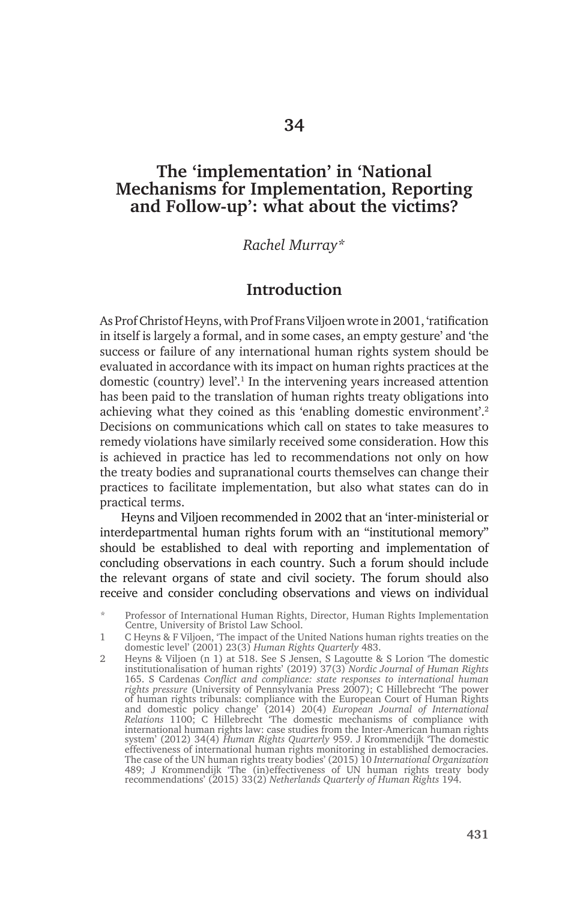# 34

# The 'implementation' in 'National Mechanisms for Implementation, Reporting and Follow-up': what about the victims?

*Rachel Murray\**

## Introduction

As Prof Christof Heyns, with Prof Frans Viljoen wrote in 2001, 'ratification in itself is largely a formal, and in some cases, an empty gesture' and 'the success or failure of any international human rights system should be evaluated in accordance with its impact on human rights practices at the domestic (country) level'.[1] In the intervening years increased attention has been paid to the translation of human rights treaty obligations into achieving what they coined as this 'enabling domestic environment'.[2] Decisions on communications which call on states to take measures to remedy violations have similarly received some consideration. How this is achieved in practice has led to recommendations not only on how the treaty bodies and supranational courts themselves can change their practices to facilitate implementation, but also what states can do in practical terms.

Heyns and Viljoen recommended in 2002 that an 'inter-ministerial or interdepartmental human rights forum with an "institutional memory" should be established to deal with reporting and implementation of concluding observations in each country. Such a forum should include the relevant organs of state and civil society. The forum should also receive and consider concluding observations and views on individual

\* Professor of International Human Rights, Director, Human Rights Implementation Centre, University of Bristol Law School.

1 C Heyns & F Viljoen, 'The impact of the United Nations human rights treaties on the domestic level' (2001) 23(3) *Human Rights Quarterly* 483.

2 Heyns & Viljoen (n 1) at 518. See S Jensen, S Lagoutte & S Lorion 'The domestic institutionalisation of human rights' (2019) 37(3) *Nordic Journal of Human Rights* 165. S Cardenas *Conflict and compliance: state responses to international human rights pressure* (University of Pennsylvania Press 2007); C Hillebrecht 'The power of human rights tribunals: compliance with the European Court of Human Rights and domestic policy change' (2014) 20(4) *European Journal of International Relations* 1100; C Hillebrecht 'The domestic mechanisms of compliance with international human rights law: case studies from the Inter-American human rights system' (2012) 34(4) *Human Rights Quarterly* 959. J Krommendijk 'The domestic effectiveness of international human rights monitoring in established democracies. The case of the UN human rights treaty bodies' (2015) 10 *International Organization* 489; J Krommendijk 'The (in)effectiveness of UN human rights treaty body recommendations' (2015) 33(2) *Netherlands Quarterly of Human Rights* 194.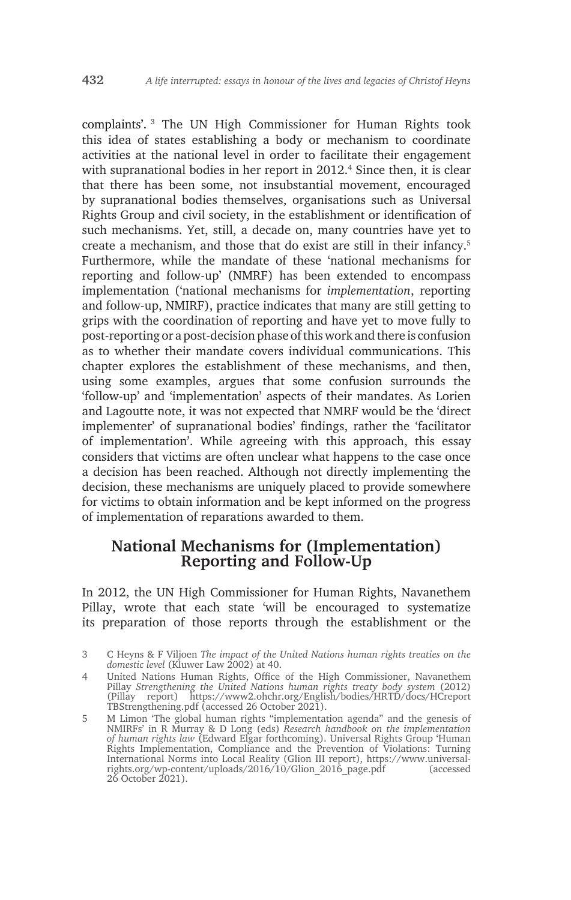complaints'. [3] The UN High Commissioner for Human Rights took this idea of states establishing a body or mechanism to coordinate activities at the national level in order to facilitate their engagement with supranational bodies in her report in 2012.[4] Since then, it is clear that there has been some, not insubstantial movement, encouraged by supranational bodies themselves, organisations such as Universal Rights Group and civil society, in the establishment or identification of such mechanisms. Yet, still, a decade on, many countries have yet to create a mechanism, and those that do exist are still in their infancy.[5] Furthermore, while the mandate of these 'national mechanisms for reporting and follow-up' (NMRF) has been extended to encompass implementation ('national mechanisms for *implementation*, reporting and follow-up, NMIRF), practice indicates that many are still getting to grips with the coordination of reporting and have yet to move fully to post-reporting or a post-decision phase of this work and there is confusion as to whether their mandate covers individual communications. This chapter explores the establishment of these mechanisms, and then, using some examples, argues that some confusion surrounds the 'follow-up' and 'implementation' aspects of their mandates. As Lorien and Lagoutte note, it was not expected that NMRF would be the 'direct implementer' of supranational bodies' findings, rather the 'facilitator of implementation'. While agreeing with this approach, this essay considers that victims are often unclear what happens to the case once a decision has been reached. Although not directly implementing the decision, these mechanisms are uniquely placed to provide somewhere for victims to obtain information and be kept informed on the progress of implementation of reparations awarded to them.

## National Mechanisms for (Implementation) Reporting and Follow-Up

In 2012, the UN High Commissioner for Human Rights, Navanethem Pillay, wrote that each state 'will be encouraged to systematize its preparation of those reports through the establishment or the

---

3 C Heyns & F Viljoen *The impact of the United Nations human rights treaties on the domestic level* (Kluwer Law 2002) at 40.

4 United Nations Human Rights, Office of the High Commissioner, Navanethem Pillay *Strengthening the United Nations human rights treaty body system* (2012) (Pillay report) https://www2.ohchr.org/English/bodies/HRTD/docs/HCreportTBStrengthening.pdf (accessed 26 October 2021).

5 M Limon 'The global human rights "implementation agenda" and the genesis of NMIRFs' in R Murray & D Long (eds) *Research handbook on the implementation of human rights law* (Edward Elgar forthcoming). Universal Rights Group 'Human Rights Implementation, Compliance and the Prevention of Violations: Turning International Norms into Local Reality (Glion III report), https://www.universal-rights.org/wp-content/uploads/2016/10/Glion_2016_page.pdf (accessed 26 October 2021).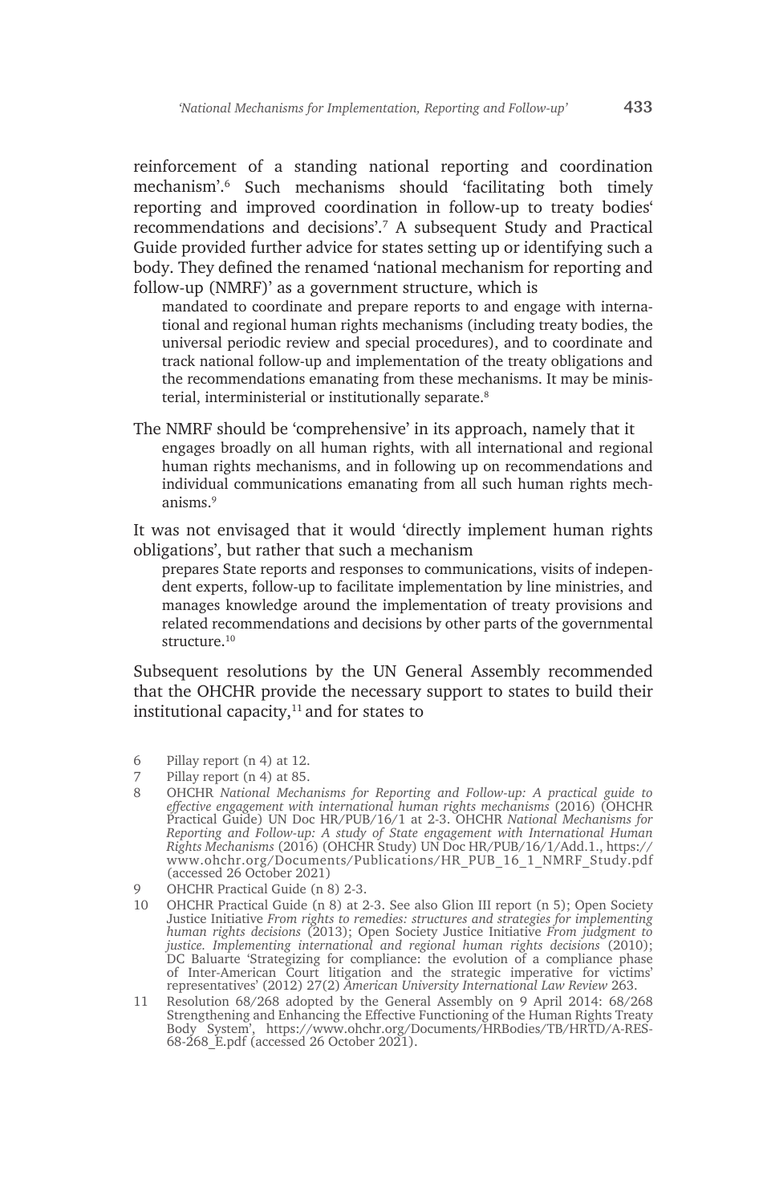reinforcement of a standing national reporting and coordination mechanism'.[6] Such mechanisms should 'facilitating both timely reporting and improved coordination in follow-up to treaty bodies' recommendations and decisions'.[7] A subsequent Study and Practical Guide provided further advice for states setting up or identifying such a body. They defined the renamed 'national mechanism for reporting and follow-up (NMRF)' as a government structure, which is

> mandated to coordinate and prepare reports to and engage with international and regional human rights mechanisms (including treaty bodies, the universal periodic review and special procedures), and to coordinate and track national follow-up and implementation of the treaty obligations and the recommendations emanating from these mechanisms. It may be ministerial, interministerial or institutionally separate.[8]

The NMRF should be 'comprehensive' in its approach, namely that it

> engages broadly on all human rights, with all international and regional human rights mechanisms, and in following up on recommendations and individual communications emanating from all such human rights mechanisms.[9]

It was not envisaged that it would 'directly implement human rights obligations', but rather that such a mechanism

> prepares State reports and responses to communications, visits of independent experts, follow-up to facilitate implementation by line ministries, and manages knowledge around the implementation of treaty provisions and related recommendations and decisions by other parts of the governmental structure.[10]

Subsequent resolutions by the UN General Assembly recommended that the OHCHR provide the necessary support to states to build their institutional capacity,[11] and for states to

---

6 Pillay report (n 4) at 12.

7 Pillay report (n 4) at 85.

8 OHCHR *National Mechanisms for Reporting and Follow-up: A practical guide to effective engagement with international human rights mechanisms* (2016) (OHCHR Practical Guide) UN Doc HR/PUB/16/1 at 2-3. OHCHR *National Mechanisms for Reporting and Follow-up: A study of State engagement with International Human Rights Mechanisms* (2016) (OHCHR Study) UN Doc HR/PUB/16/1/Add.1., https://www.ohchr.org/Documents/Publications/HR_PUB_16_1_NMRF_Study.pdf (accessed 26 October 2021)

9 OHCHR Practical Guide (n 8) 2-3.

10 OHCHR Practical Guide (n 8) at 2-3. See also Glion III report (n 5); Open Society Justice Initiative *From rights to remedies: structures and strategies for implementing human rights decisions* (2013); Open Society Justice Initiative *From judgment to justice. Implementing international and regional human rights decisions* (2010); DC Baluarte 'Strategizing for compliance: the evolution of a compliance phase of Inter-American Court litigation and the strategic imperative for victims' representatives' (2012) 27(2) *American University International Law Review* 263.

11 Resolution 68/268 adopted by the General Assembly on 9 April 2014: 68/268 Strengthening and Enhancing the Effective Functioning of the Human Rights Treaty Body System', https://www.ohchr.org/Documents/HRBodies/TB/HRTD/A-RES-68-268_E.pdf (accessed 26 October 2021).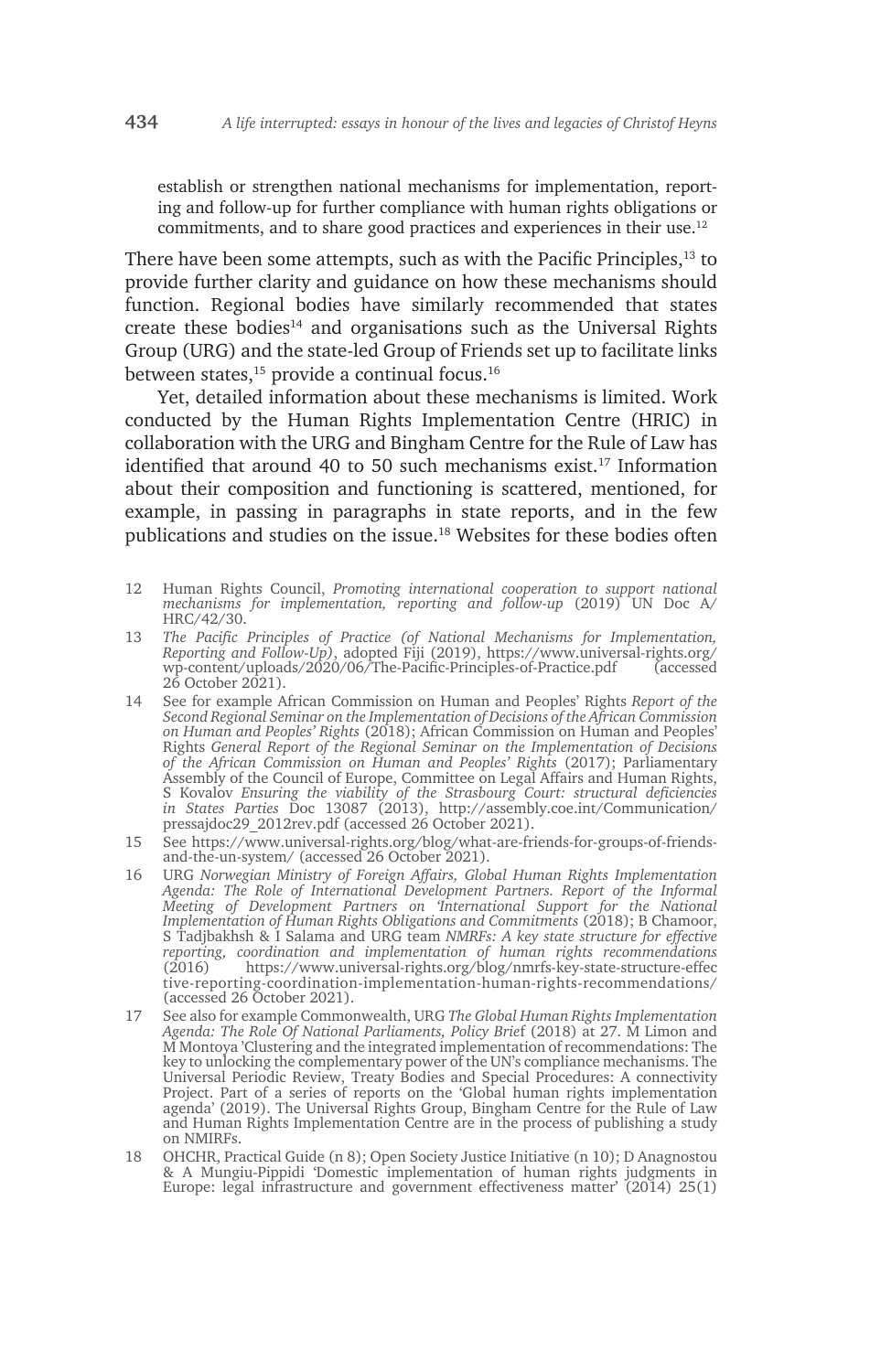establish or strengthen national mechanisms for implementation, reporting and follow-up for further compliance with human rights obligations or commitments, and to share good practices and experiences in their use.[12]

There have been some attempts, such as with the Pacific Principles,[13] to provide further clarity and guidance on how these mechanisms should function. Regional bodies have similarly recommended that states create these bodies[14] and organisations such as the Universal Rights Group (URG) and the state-led Group of Friends set up to facilitate links between states,[15] provide a continual focus.[16]

Yet, detailed information about these mechanisms is limited. Work conducted by the Human Rights Implementation Centre (HRIC) in collaboration with the URG and Bingham Centre for the Rule of Law has identified that around 40 to 50 such mechanisms exist.[17] Information about their composition and functioning is scattered, mentioned, for example, in passing in paragraphs in state reports, and in the few publications and studies on the issue.[18] Websites for these bodies often

---

12 Human Rights Council, *Promoting international cooperation to support national mechanisms for implementation, reporting and follow-up* (2019) UN Doc A/HRC/42/30.

13 *The Pacific Principles of Practice (of National Mechanisms for Implementation, Reporting and Follow-Up)*, adopted Fiji (2019), https://www.universal-rights.org/wp-content/uploads/2020/06/The-Pacific-Principles-of-Practice.pdf (accessed 26 October 2021).

14 See for example African Commission on Human and Peoples' Rights *Report of the Second Regional Seminar on the Implementation of Decisions of the African Commission on Human and Peoples' Rights* (2018); African Commission on Human and Peoples' Rights *General Report of the Regional Seminar on the Implementation of Decisions of the African Commission on Human and Peoples' Rights* (2017); Parliamentary Assembly of the Council of Europe, Committee on Legal Affairs and Human Rights, S Kovalov *Ensuring the viability of the Strasbourg Court: structural deficiencies in States Parties* Doc 13087 (2013), http://assembly.coe.int/Communication/pressajdoc29_2012rev.pdf (accessed 26 October 2021).

15 See https://www.universal-rights.org/blog/what-are-friends-for-groups-of-friends-and-the-un-system/ (accessed 26 October 2021).

16 URG *Norwegian Ministry of Foreign Affairs, Global Human Rights Implementation Agenda: The Role of International Development Partners. Report of the Informal Meeting of Development Partners on 'International Support for the National Implementation of Human Rights Obligations and Commitments* (2018); B Chamoor, S Tadjbakhsh & I Salama and URG team *NMRFs: A key state structure for effective reporting, coordination and implementation of human rights recommendations* (2016) https://www.universal-rights.org/blog/nmrfs-key-state-structure-effective-reporting-coordination-implementation-human-rights-recommendations/ (accessed 26 October 2021).

17 See also for example Commonwealth, URG *The Global Human Rights Implementation Agenda: The Role Of National Parliaments, Policy Brief* (2018) at 27. M Limon and M Montoya 'Clustering and the integrated implementation of recommendations: The key to unlocking the complementary power of the UN's compliance mechanisms. The Universal Periodic Review, Treaty Bodies and Special Procedures: A connectivity Project. Part of a series of reports on the 'Global human rights implementation agenda' (2019). The Universal Rights Group, Bingham Centre for the Rule of Law and Human Rights Implementation Centre are in the process of publishing a study on NMIRFs.

18 OHCHR, Practical Guide (n 8); Open Society Justice Initiative (n 10); D Anagnostou & A Mungiu-Pippidi 'Domestic implementation of human rights judgments in Europe: legal infrastructure and government effectiveness matter' (2014) 25(1)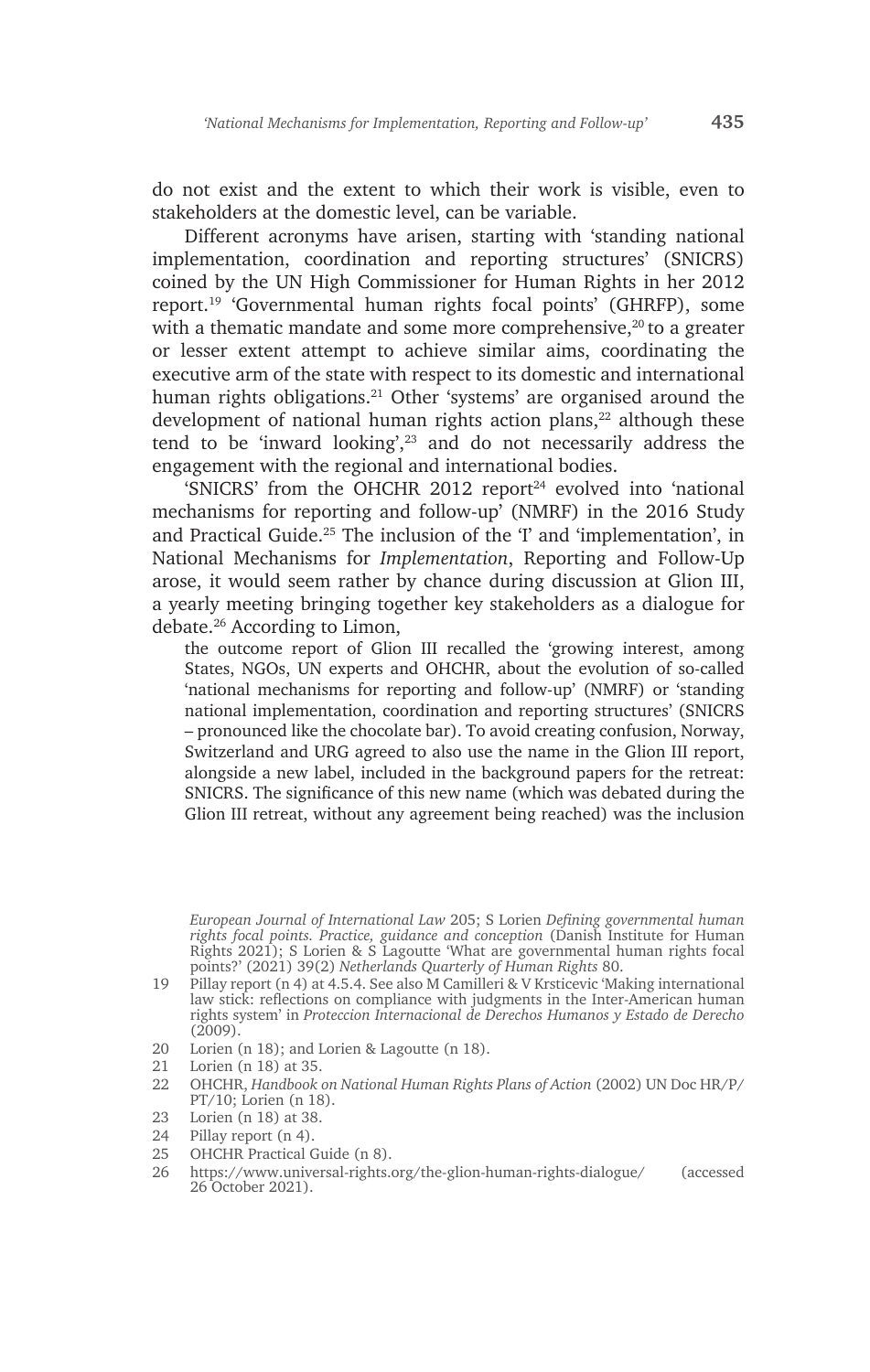do not exist and the extent to which their work is visible, even to stakeholders at the domestic level, can be variable.

Different acronyms have arisen, starting with 'standing national implementation, coordination and reporting structures' (SNICRS) coined by the UN High Commissioner for Human Rights in her 2012 report.[19] 'Governmental human rights focal points' (GHRFP), some with a thematic mandate and some more comprehensive,[20] to a greater or lesser extent attempt to achieve similar aims, coordinating the executive arm of the state with respect to its domestic and international human rights obligations.[21] Other 'systems' are organised around the development of national human rights action plans,[22] although these tend to be 'inward looking',[23] and do not necessarily address the engagement with the regional and international bodies.

'SNICRS' from the OHCHR 2012 report[24] evolved into 'national mechanisms for reporting and follow-up' (NMRF) in the 2016 Study and Practical Guide.[25] The inclusion of the 'I' and 'implementation', in National Mechanisms for *Implementation*, Reporting and Follow-Up arose, it would seem rather by chance during discussion at Glion III, a yearly meeting bringing together key stakeholders as a dialogue for debate.[26] According to Limon,

> the outcome report of Glion III recalled the 'growing interest, among States, NGOs, UN experts and OHCHR, about the evolution of so-called 'national mechanisms for reporting and follow-up' (NMRF) or 'standing national implementation, coordination and reporting structures' (SNICRS – pronounced like the chocolate bar). To avoid creating confusion, Norway, Switzerland and URG agreed to also use the name in the Glion III report, alongside a new label, included in the background papers for the retreat: SNICRS. The significance of this new name (which was debated during the Glion III retreat, without any agreement being reached) was the inclusion

*European Journal of International Law* 205; S Lorien *Defining governmental human rights focal points. Practice, guidance and conception* (Danish Institute for Human Rights 2021); S Lorien & S Lagoutte 'What are governmental human rights focal points?' (2021) 39(2) *Netherlands Quarterly of Human Rights* 80.

19 Pillay report (n 4) at 4.5.4. See also M Camilleri & V Krsticevic 'Making international law stick: reflections on compliance with judgments in the Inter-American human rights system' in *Proteccion Internacional de Derechos Humanos y Estado de Derecho* (2009).

20 Lorien (n 18); and Lorien & Lagoutte (n 18).

21 Lorien (n 18) at 35.

22 OHCHR, *Handbook on National Human Rights Plans of Action* (2002) UN Doc HR/P/PT/10; Lorien (n 18).

23 Lorien (n 18) at 38.

24 Pillay report (n 4).

25 OHCHR Practical Guide (n 8).

26 https://www.universal-rights.org/the-glion-human-rights-dialogue/ (accessed 26 October 2021).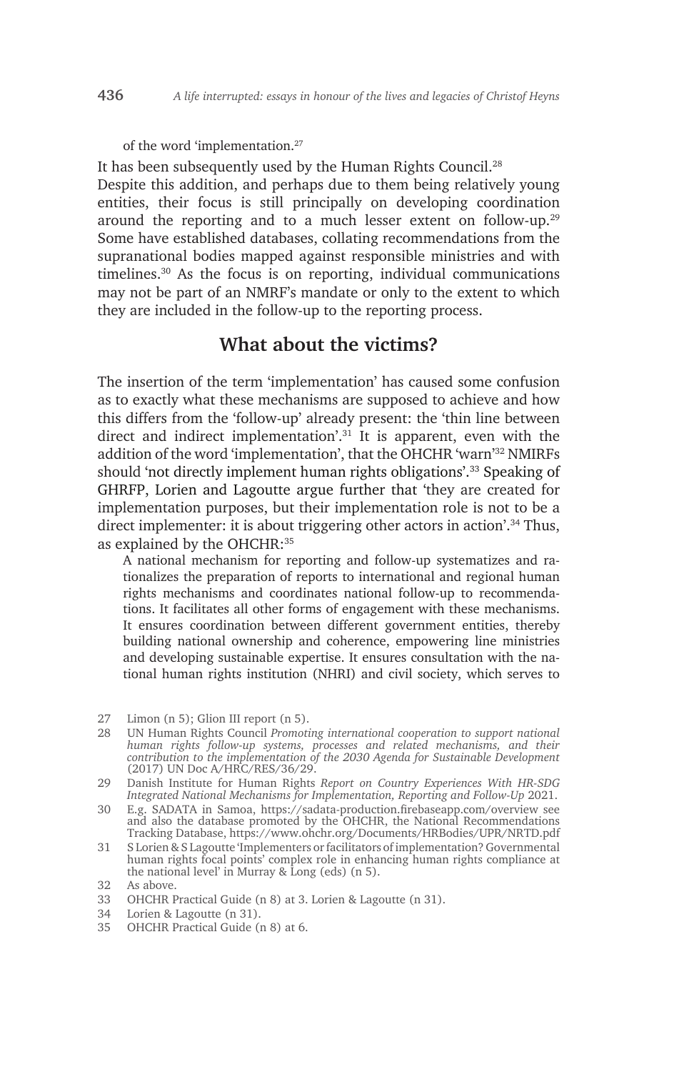of the word 'implementation.[27]

It has been subsequently used by the Human Rights Council.[28]

Despite this addition, and perhaps due to them being relatively young entities, their focus is still principally on developing coordination around the reporting and to a much lesser extent on follow-up.[29] Some have established databases, collating recommendations from the supranational bodies mapped against responsible ministries and with timelines.[30] As the focus is on reporting, individual communications may not be part of an NMRF's mandate or only to the extent to which they are included in the follow-up to the reporting process.

## What about the victims?

The insertion of the term 'implementation' has caused some confusion as to exactly what these mechanisms are supposed to achieve and how this differs from the 'follow-up' already present: the 'thin line between direct and indirect implementation'.[31] It is apparent, even with the addition of the word 'implementation', that the OHCHR 'warn'[32] NMIRFs should 'not directly implement human rights obligations'.[33] Speaking of GHRFP, Lorien and Lagoutte argue further that 'they are created for implementation purposes, but their implementation role is not to be a direct implementer: it is about triggering other actors in action'.[34] Thus, as explained by the OHCHR:[35]

> A national mechanism for reporting and follow-up systematizes and rationalizes the preparation of reports to international and regional human rights mechanisms and coordinates national follow-up to recommendations. It facilitates all other forms of engagement with these mechanisms. It ensures coordination between different government entities, thereby building national ownership and coherence, empowering line ministries and developing sustainable expertise. It ensures consultation with the national human rights institution (NHRI) and civil society, which serves to

27 Limon (n 5); Glion III report (n 5).

28 UN Human Rights Council *Promoting international cooperation to support national human rights follow-up systems, processes and related mechanisms, and their contribution to the implementation of the 2030 Agenda for Sustainable Development* (2017) UN Doc A/HRC/RES/36/29.

29 Danish Institute for Human Rights *Report on Country Experiences With HR-SDG Integrated National Mechanisms for Implementation, Reporting and Follow-Up* 2021.

30 E.g. SADATA in Samoa, https://sadata-production.firebaseapp.com/overview see and also the database promoted by the OHCHR, the National Recommendations Tracking Database, https://www.ohchr.org/Documents/HRBodies/UPR/NRTD.pdf

31 S Lorien & S Lagoutte 'Implementers or facilitators of implementation? Governmental human rights focal points' complex role in enhancing human rights compliance at the national level' in Murray & Long (eds) (n 5).

32 As above.

33 OHCHR Practical Guide (n 8) at 3. Lorien & Lagoutte (n 31).

34 Lorien & Lagoutte (n 31).

35 OHCHR Practical Guide (n 8) at 6.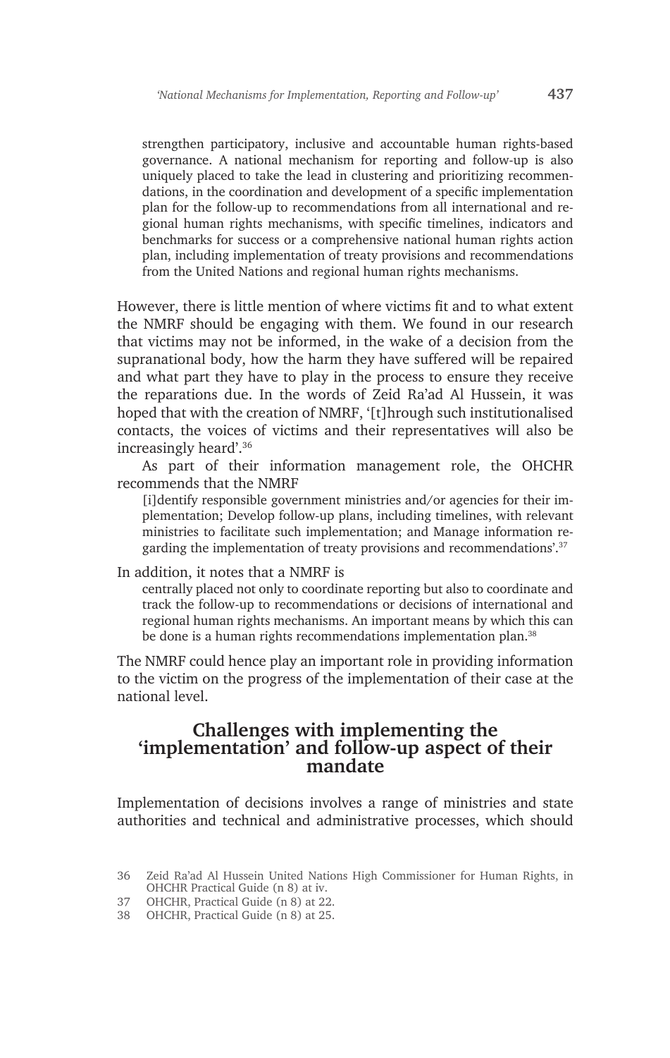> strengthen participatory, inclusive and accountable human rights-based governance. A national mechanism for reporting and follow-up is also uniquely placed to take the lead in clustering and prioritizing recommendations, in the coordination and development of a specific implementation plan for the follow-up to recommendations from all international and regional human rights mechanisms, with specific timelines, indicators and benchmarks for success or a comprehensive national human rights action plan, including implementation of treaty provisions and recommendations from the United Nations and regional human rights mechanisms.

However, there is little mention of where victims fit and to what extent the NMRF should be engaging with them. We found in our research that victims may not be informed, in the wake of a decision from the supranational body, how the harm they have suffered will be repaired and what part they have to play in the process to ensure they receive the reparations due. In the words of Zeid Ra'ad Al Hussein, it was hoped that with the creation of NMRF, '[t]hrough such institutionalised contacts, the voices of victims and their representatives will also be increasingly heard'.[36]

As part of their information management role, the OHCHR recommends that the NMRF

> [i]dentify responsible government ministries and/or agencies for their implementation; Develop follow-up plans, including timelines, with relevant ministries to facilitate such implementation; and Manage information regarding the implementation of treaty provisions and recommendations'.[37]

In addition, it notes that a NMRF is

> centrally placed not only to coordinate reporting but also to coordinate and track the follow-up to recommendations or decisions of international and regional human rights mechanisms. An important means by which this can be done is a human rights recommendations implementation plan.[38]

The NMRF could hence play an important role in providing information to the victim on the progress of the implementation of their case at the national level.

## Challenges with implementing the 'implementation' and follow-up aspect of their mandate

Implementation of decisions involves a range of ministries and state authorities and technical and administrative processes, which should

36 Zeid Ra'ad Al Hussein United Nations High Commissioner for Human Rights, in OHCHR Practical Guide (n 8) at iv.

37 OHCHR, Practical Guide (n 8) at 22.

38 OHCHR, Practical Guide (n 8) at 25.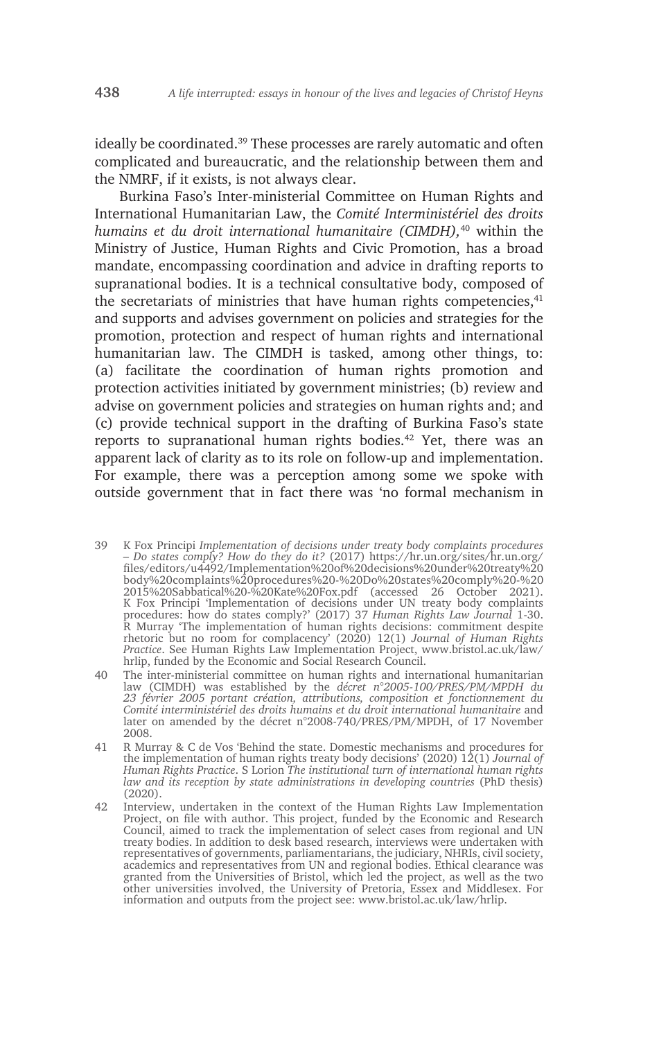ideally be coordinated.[39] These processes are rarely automatic and often complicated and bureaucratic, and the relationship between them and the NMRF, if it exists, is not always clear.

Burkina Faso's Inter-ministerial Committee on Human Rights and International Humanitarian Law, the *Comité Interministériel des droits humains et du droit international humanitaire (CIMDH)*,[40] within the Ministry of Justice, Human Rights and Civic Promotion, has a broad mandate, encompassing coordination and advice in drafting reports to supranational bodies. It is a technical consultative body, composed of the secretariats of ministries that have human rights competencies,[41] and supports and advises government on policies and strategies for the promotion, protection and respect of human rights and international humanitarian law. The CIMDH is tasked, among other things, to: (a) facilitate the coordination of human rights promotion and protection activities initiated by government ministries; (b) review and advise on government policies and strategies on human rights and; and (c) provide technical support in the drafting of Burkina Faso's state reports to supranational human rights bodies.[42] Yet, there was an apparent lack of clarity as to its role on follow-up and implementation. For example, there was a perception among some we spoke with outside government that in fact there was 'no formal mechanism in

---

39 K Fox Principi *Implementation of decisions under treaty body complaints procedures – Do states comply? How do they do it?* (2017) https://hr.un.org/sites/hr.un.org/files/editors/u4492/Implementation%20of%20decisions%20under%20treaty%20body%20complaints%20procedures%20-%20Do%20states%20comply%20-%202015%20Sabbatical%20-%20Kate%20Fox.pdf (accessed 26 October 2021). K Fox Principi 'Implementation of decisions under UN treaty body complaints procedures: how do states comply?' (2017) 37 *Human Rights Law Journal* 1-30. R Murray 'The implementation of human rights decisions: commitment despite rhetoric but no room for complacency' (2020) 12(1) *Journal of Human Rights Practice*. See Human Rights Law Implementation Project, www.bristol.ac.uk/law/hrlip, funded by the Economic and Social Research Council.

40 The inter-ministerial committee on human rights and international humanitarian law (CIMDH) was established by the *décret n°2005-100/PRES/PM/MPDH du 23 février 2005 portant création, attributions, composition et fonctionnement du Comité interministériel des droits humains et du droit international humanitaire* and later on amended by the décret n°2008-740/PRES/PM/MPDH, of 17 November 2008.

41 R Murray & C de Vos 'Behind the state. Domestic mechanisms and procedures for the implementation of human rights treaty body decisions' (2020) 12(1) *Journal of Human Rights Practice*. S Lorion *The institutional turn of international human rights law and its reception by state administrations in developing countries* (PhD thesis) (2020).

42 Interview, undertaken in the context of the Human Rights Law Implementation Project, on file with author. This project, funded by the Economic and Research Council, aimed to track the implementation of select cases from regional and UN treaty bodies. In addition to desk based research, interviews were undertaken with representatives of governments, parliamentarians, the judiciary, NHRIs, civil society, academics and representatives from UN and regional bodies. Ethical clearance was granted from the Universities of Bristol, which led the project, as well as the two other universities involved, the University of Pretoria, Essex and Middlesex. For information and outputs from the project see: www.bristol.ac.uk/law/hrlip.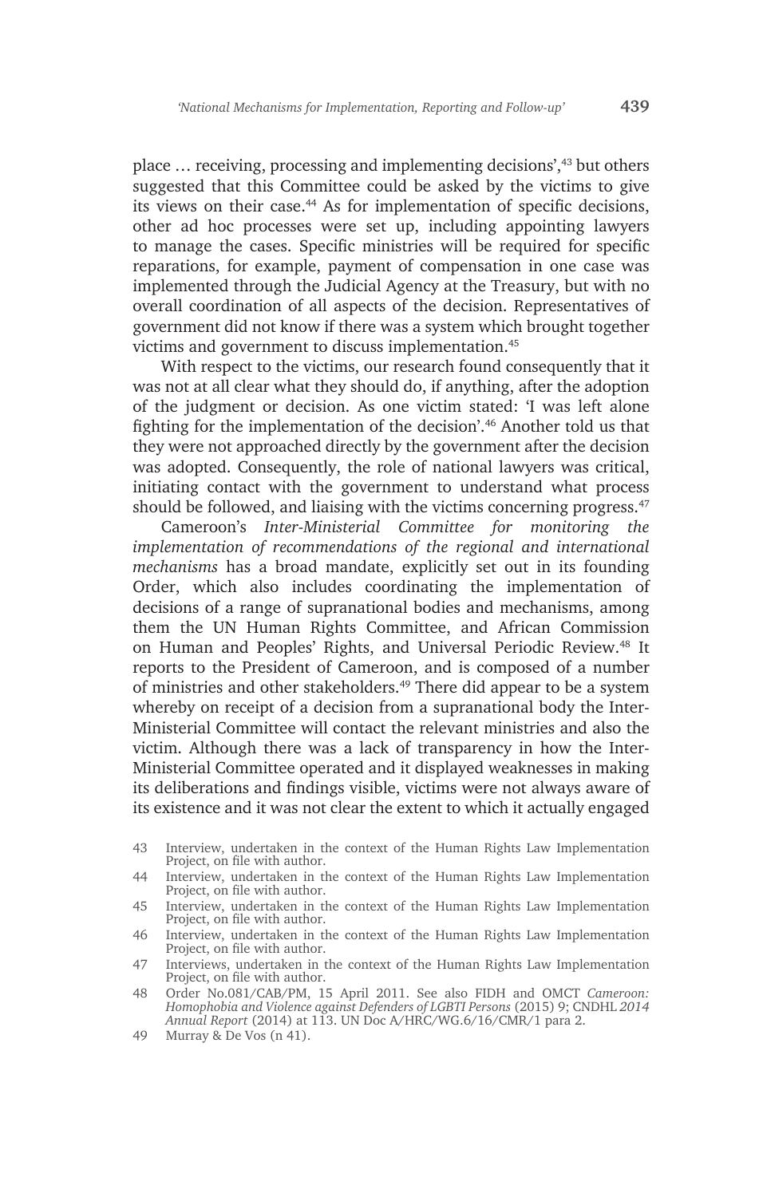place … receiving, processing and implementing decisions',[43] but others suggested that this Committee could be asked by the victims to give its views on their case.[44] As for implementation of specific decisions, other ad hoc processes were set up, including appointing lawyers to manage the cases. Specific ministries will be required for specific reparations, for example, payment of compensation in one case was implemented through the Judicial Agency at the Treasury, but with no overall coordination of all aspects of the decision. Representatives of government did not know if there was a system which brought together victims and government to discuss implementation.[45]

With respect to the victims, our research found consequently that it was not at all clear what they should do, if anything, after the adoption of the judgment or decision. As one victim stated: 'I was left alone fighting for the implementation of the decision'.[46] Another told us that they were not approached directly by the government after the decision was adopted. Consequently, the role of national lawyers was critical, initiating contact with the government to understand what process should be followed, and liaising with the victims concerning progress.[47]

Cameroon's *Inter-Ministerial Committee for monitoring the implementation of recommendations of the regional and international mechanisms* has a broad mandate, explicitly set out in its founding Order, which also includes coordinating the implementation of decisions of a range of supranational bodies and mechanisms, among them the UN Human Rights Committee, and African Commission on Human and Peoples' Rights, and Universal Periodic Review.[48] It reports to the President of Cameroon, and is composed of a number of ministries and other stakeholders.[49] There did appear to be a system whereby on receipt of a decision from a supranational body the Inter-Ministerial Committee will contact the relevant ministries and also the victim. Although there was a lack of transparency in how the Inter-Ministerial Committee operated and it displayed weaknesses in making its deliberations and findings visible, victims were not always aware of its existence and it was not clear the extent to which it actually engaged

43 Interview, undertaken in the context of the Human Rights Law Implementation Project, on file with author.

44 Interview, undertaken in the context of the Human Rights Law Implementation Project, on file with author.

45 Interview, undertaken in the context of the Human Rights Law Implementation Project, on file with author.

46 Interview, undertaken in the context of the Human Rights Law Implementation Project, on file with author.

47 Interviews, undertaken in the context of the Human Rights Law Implementation Project, on file with author.

48 Order No.081/CAB/PM, 15 April 2011. See also FIDH and OMCT *Cameroon: Homophobia and Violence against Defenders of LGBTI Persons* (2015) 9; CNDHL *2014 Annual Report* (2014) at 113. UN Doc A/HRC/WG.6/16/CMR/1 para 2.

49 Murray & De Vos (n 41).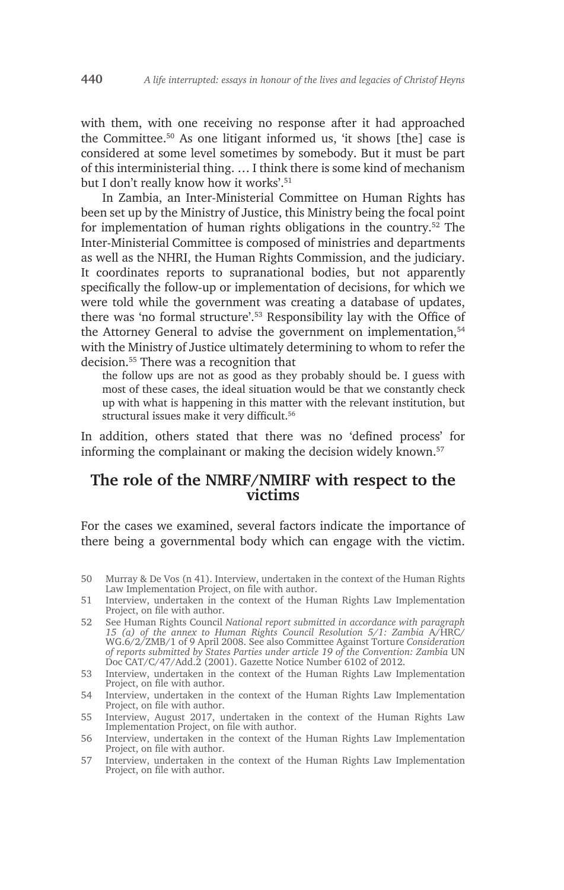with them, with one receiving no response after it had approached the Committee.[50] As one litigant informed us, 'it shows [the] case is considered at some level sometimes by somebody. But it must be part of this interministerial thing. … I think there is some kind of mechanism but I don't really know how it works'.[51]

In Zambia, an Inter-Ministerial Committee on Human Rights has been set up by the Ministry of Justice, this Ministry being the focal point for implementation of human rights obligations in the country.[52] The Inter-Ministerial Committee is composed of ministries and departments as well as the NHRI, the Human Rights Commission, and the judiciary. It coordinates reports to supranational bodies, but not apparently specifically the follow-up or implementation of decisions, for which we were told while the government was creating a database of updates, there was 'no formal structure'.[53] Responsibility lay with the Office of the Attorney General to advise the government on implementation,[54] with the Ministry of Justice ultimately determining to whom to refer the decision.[55] There was a recognition that

> the follow ups are not as good as they probably should be. I guess with most of these cases, the ideal situation would be that we constantly check up with what is happening in this matter with the relevant institution, but structural issues make it very difficult.[56]

In addition, others stated that there was no 'defined process' for informing the complainant or making the decision widely known.[57]

## The role of the NMRF/NMIRF with respect to the victims

For the cases we examined, several factors indicate the importance of there being a governmental body which can engage with the victim.

---

50 Murray & De Vos (n 41). Interview, undertaken in the context of the Human Rights Law Implementation Project, on file with author.

51 Interview, undertaken in the context of the Human Rights Law Implementation Project, on file with author.

52 See Human Rights Council *National report submitted in accordance with paragraph 15 (a) of the annex to Human Rights Council Resolution 5/1: Zambia* A/HRC/WG.6/2/ZMB/1 of 9 April 2008. See also Committee Against Torture *Consideration of reports submitted by States Parties under article 19 of the Convention: Zambia* UN Doc CAT/C/47/Add.2 (2001). Gazette Notice Number 6102 of 2012.

53 Interview, undertaken in the context of the Human Rights Law Implementation Project, on file with author.

54 Interview, undertaken in the context of the Human Rights Law Implementation Project, on file with author.

55 Interview, August 2017, undertaken in the context of the Human Rights Law Implementation Project, on file with author.

56 Interview, undertaken in the context of the Human Rights Law Implementation Project, on file with author.

57 Interview, undertaken in the context of the Human Rights Law Implementation Project, on file with author.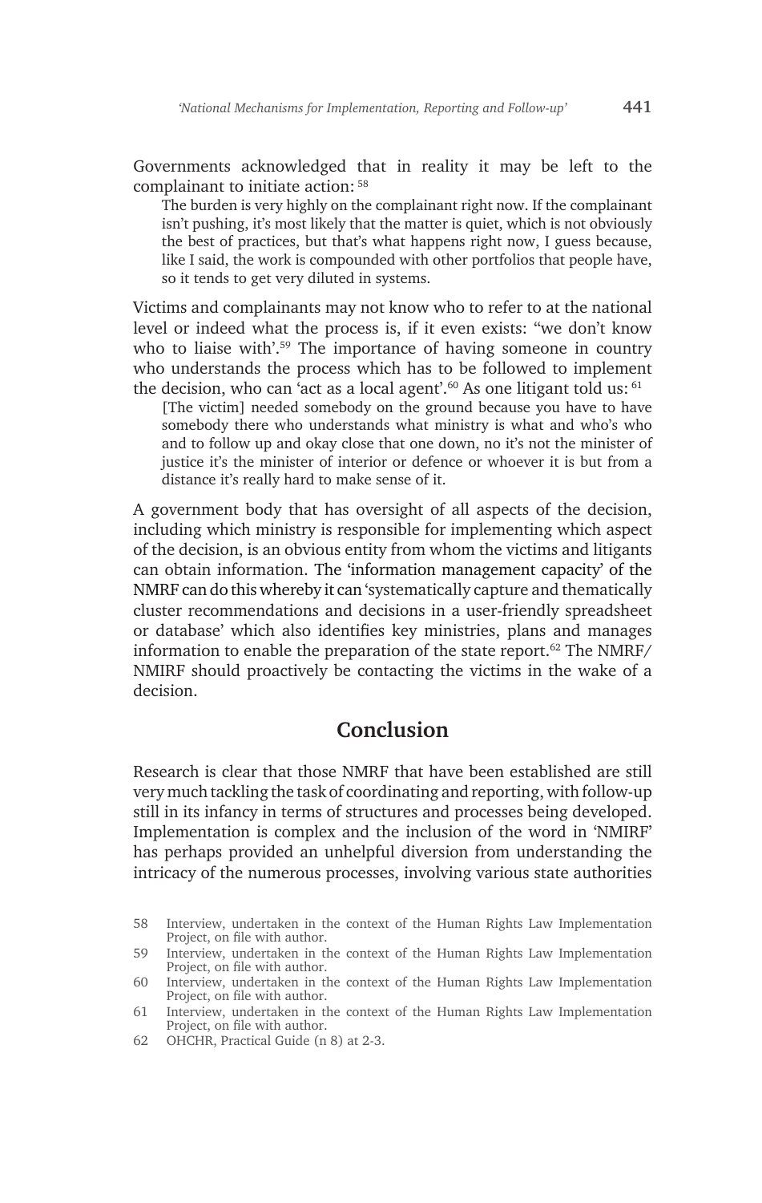Governments acknowledged that in reality it may be left to the complainant to initiate action: [58]

> The burden is very highly on the complainant right now. If the complainant isn't pushing, it's most likely that the matter is quiet, which is not obviously the best of practices, but that's what happens right now, I guess because, like I said, the work is compounded with other portfolios that people have, so it tends to get very diluted in systems.

Victims and complainants may not know who to refer to at the national level or indeed what the process is, if it even exists: "we don't know who to liaise with'.[59] The importance of having someone in country who understands the process which has to be followed to implement the decision, who can 'act as a local agent'.[60] As one litigant told us: [61]

> [The victim] needed somebody on the ground because you have to have somebody there who understands what ministry is what and who's who and to follow up and okay close that one down, no it's not the minister of justice it's the minister of interior or defence or whoever it is but from a distance it's really hard to make sense of it.

A government body that has oversight of all aspects of the decision, including which ministry is responsible for implementing which aspect of the decision, is an obvious entity from whom the victims and litigants can obtain information. The 'information management capacity' of the NMRF can do this whereby it can 'systematically capture and thematically cluster recommendations and decisions in a user-friendly spreadsheet or database' which also identifies key ministries, plans and manages information to enable the preparation of the state report.[62] The NMRF/NMIRF should proactively be contacting the victims in the wake of a decision.

## Conclusion

Research is clear that those NMRF that have been established are still very much tackling the task of coordinating and reporting, with follow-up still in its infancy in terms of structures and processes being developed. Implementation is complex and the inclusion of the word in 'NMIRF' has perhaps provided an unhelpful diversion from understanding the intricacy of the numerous processes, involving various state authorities

---

58 Interview, undertaken in the context of the Human Rights Law Implementation Project, on file with author.

59 Interview, undertaken in the context of the Human Rights Law Implementation Project, on file with author.

60 Interview, undertaken in the context of the Human Rights Law Implementation Project, on file with author.

61 Interview, undertaken in the context of the Human Rights Law Implementation Project, on file with author.

62 OHCHR, Practical Guide (n 8) at 2-3.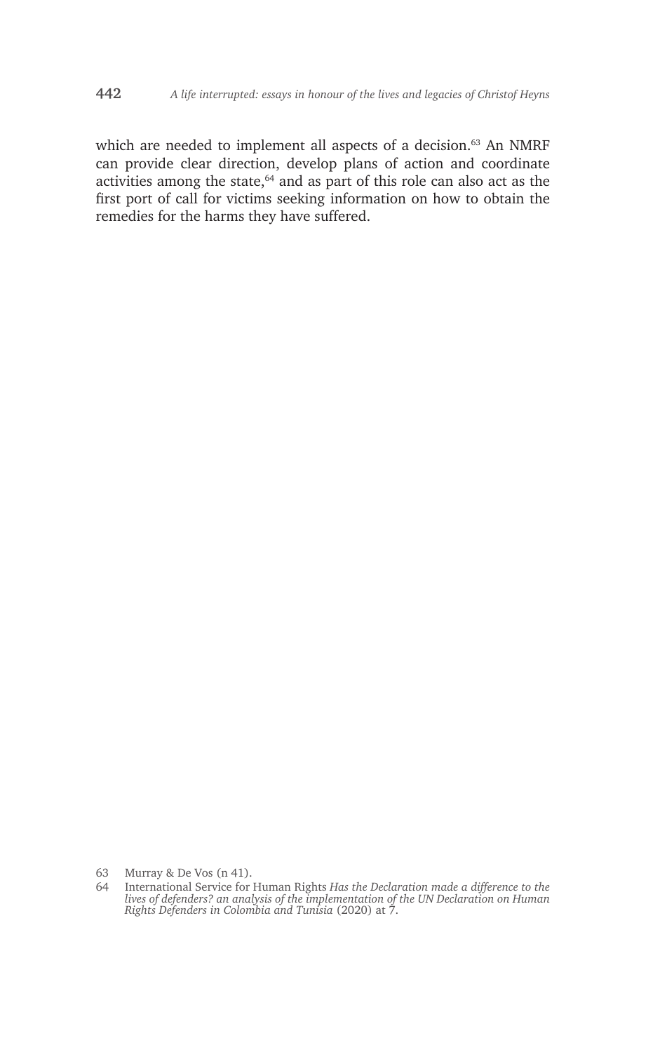which are needed to implement all aspects of a decision.[63] An NMRF can provide clear direction, develop plans of action and coordinate activities among the state,[64] and as part of this role can also act as the first port of call for victims seeking information on how to obtain the remedies for the harms they have suffered.

63 Murray & De Vos (n 41).

64 International Service for Human Rights *Has the Declaration made a difference to the lives of defenders? an analysis of the implementation of the UN Declaration on Human Rights Defenders in Colombia and Tunisia* (2020) at 7.